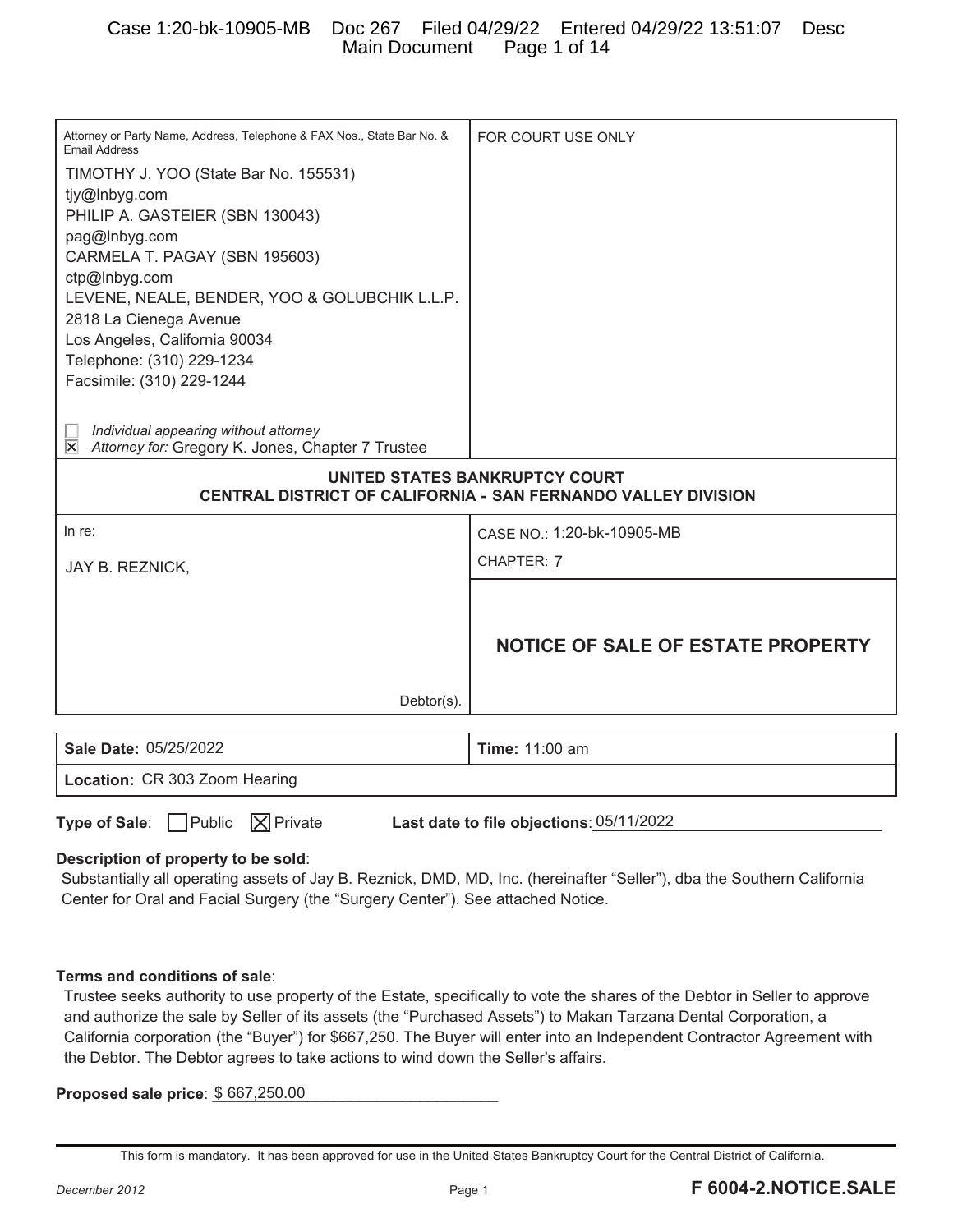Attorney or Party Name, Address, Telephone & FAX Nos., State Bar No. & Email Address

TIMOTHY J. YOO (State Bar No. 155531)
tjy@lnbyg.com
PHILIP A. GASTEIER (SBN 130043)
pag@lnbyg.com
CARMELA T. PAGAY (SBN 195603)
ctp@lnbyg.com
LEVENE, NEALE, BENDER, YOO & GOLUBCHIK L.L.P.
2818 La Cienega Avenue
Los Angeles, California 90034
Telephone: (310) 229-1234
Facsimile: (310) 229-1244

☐ *Individual appearing without attorney*
☒ *Attorney for:* Gregory K. Jones, Chapter 7 Trustee

FOR COURT USE ONLY

**UNITED STATES BANKRUPTCY COURT**
**CENTRAL DISTRICT OF CALIFORNIA - SAN FERNANDO VALLEY DIVISION**

In re:

JAY B. REZNICK,

Debtor(s).

CASE NO.: 1:20-bk-10905-MB

CHAPTER: 7

## NOTICE OF SALE OF ESTATE PROPERTY

| | |
|---|---|
| **Sale Date:** 05/25/2022 | **Time:** 11:00 am |
| **Location:** CR 303 Zoom Hearing | |

**Type of Sale**: ☐ Public ☒ Private **Last date to file objections**: 05/11/2022

**Description of property to be sold**:
Substantially all operating assets of Jay B. Reznick, DMD, MD, Inc. (hereinafter "Seller"), dba the Southern California Center for Oral and Facial Surgery (the "Surgery Center"). See attached Notice.

**Terms and conditions of sale**:
Trustee seeks authority to use property of the Estate, specifically to vote the shares of the Debtor in Seller to approve and authorize the sale by Seller of its assets (the "Purchased Assets") to Makan Tarzana Dental Corporation, a California corporation (the "Buyer") for $667,250. The Buyer will enter into an Independent Contractor Agreement with the Debtor. The Debtor agrees to take actions to wind down the Seller's affairs.

**Proposed sale price**: $ 667,250.00

This form is mandatory. It has been approved for use in the United States Bankruptcy Court for the Central District of California.

December 2012 **F 6004-2.NOTICE.SALE**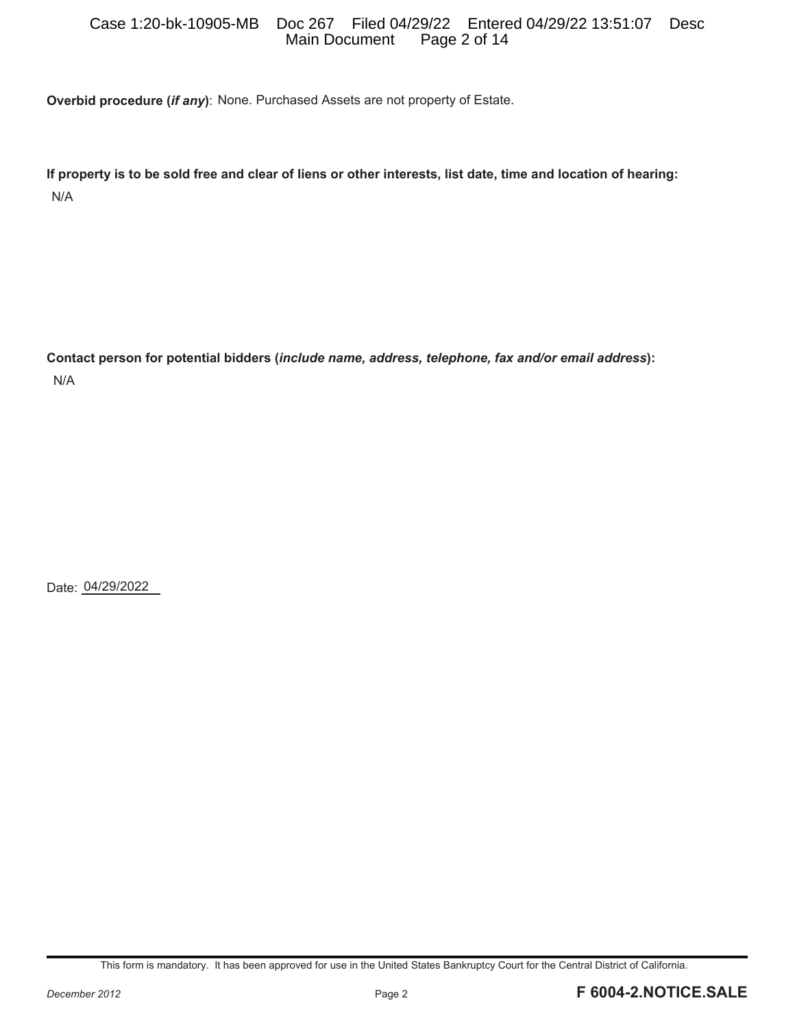**Overbid procedure (*if any*)**: None. Purchased Assets are not property of Estate.

**If property is to be sold free and clear of liens or other interests, list date, time and location of hearing:**

N/A

**Contact person for potential bidders (*include name, address, telephone, fax and/or email address*):**

N/A

Date: 04/29/2022

This form is mandatory. It has been approved for use in the United States Bankruptcy Court for the Central District of California.

December 2012 **F 6004-2.NOTICE.SALE**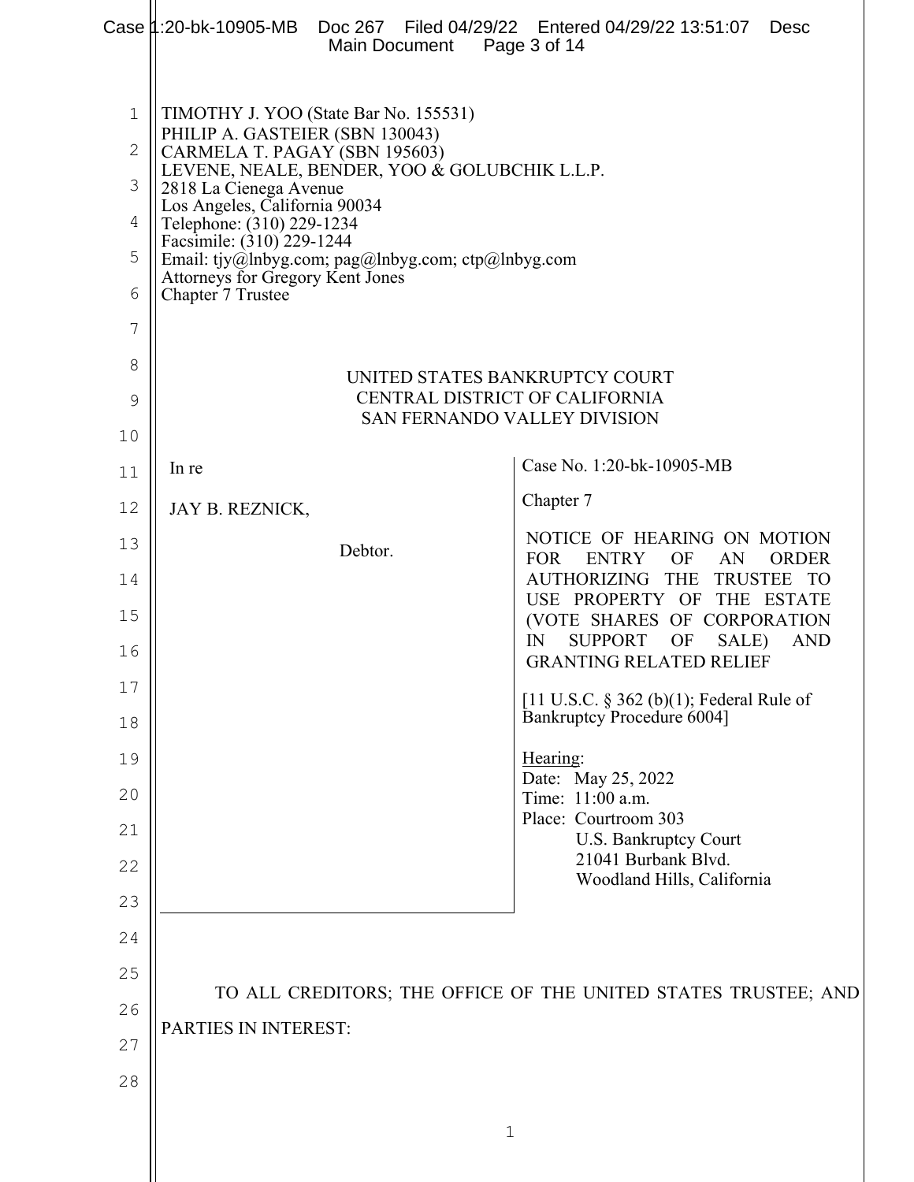TIMOTHY J. YOO (State Bar No. 155531)
PHILIP A. GASTEIER (SBN 130043)
CARMELA T. PAGAY (SBN 195603)
LEVENE, NEALE, BENDER, YOO & GOLUBCHIK L.L.P.
2818 La Cienega Avenue
Los Angeles, California 90034
Telephone: (310) 229-1234
Facsimile: (310) 229-1244
Email: tjy@lnbyg.com; pag@lnbyg.com; ctp@lnbyg.com
Attorneys for Gregory Kent Jones
Chapter 7 Trustee

UNITED STATES BANKRUPTCY COURT
CENTRAL DISTRICT OF CALIFORNIA
SAN FERNANDO VALLEY DIVISION

| | |
|---|---|
| In re<br><br>JAY B. REZNICK,<br><br>Debtor. | Case No. 1:20-bk-10905-MB<br><br>Chapter 7<br><br>NOTICE OF HEARING ON MOTION FOR ENTRY OF AN ORDER AUTHORIZING THE TRUSTEE TO USE PROPERTY OF THE ESTATE (VOTE SHARES OF CORPORATION IN SUPPORT OF SALE) AND GRANTING RELATED RELIEF<br><br>[11 U.S.C. § 362 (b)(1); Federal Rule of Bankruptcy Procedure 6004]<br><br>Hearing:<br>Date: May 25, 2022<br>Time: 11:00 a.m.<br>Place: Courtroom 303<br>U.S. Bankruptcy Court<br>21041 Burbank Blvd.<br>Woodland Hills, California |

TO ALL CREDITORS; THE OFFICE OF THE UNITED STATES TRUSTEE; AND PARTIES IN INTEREST: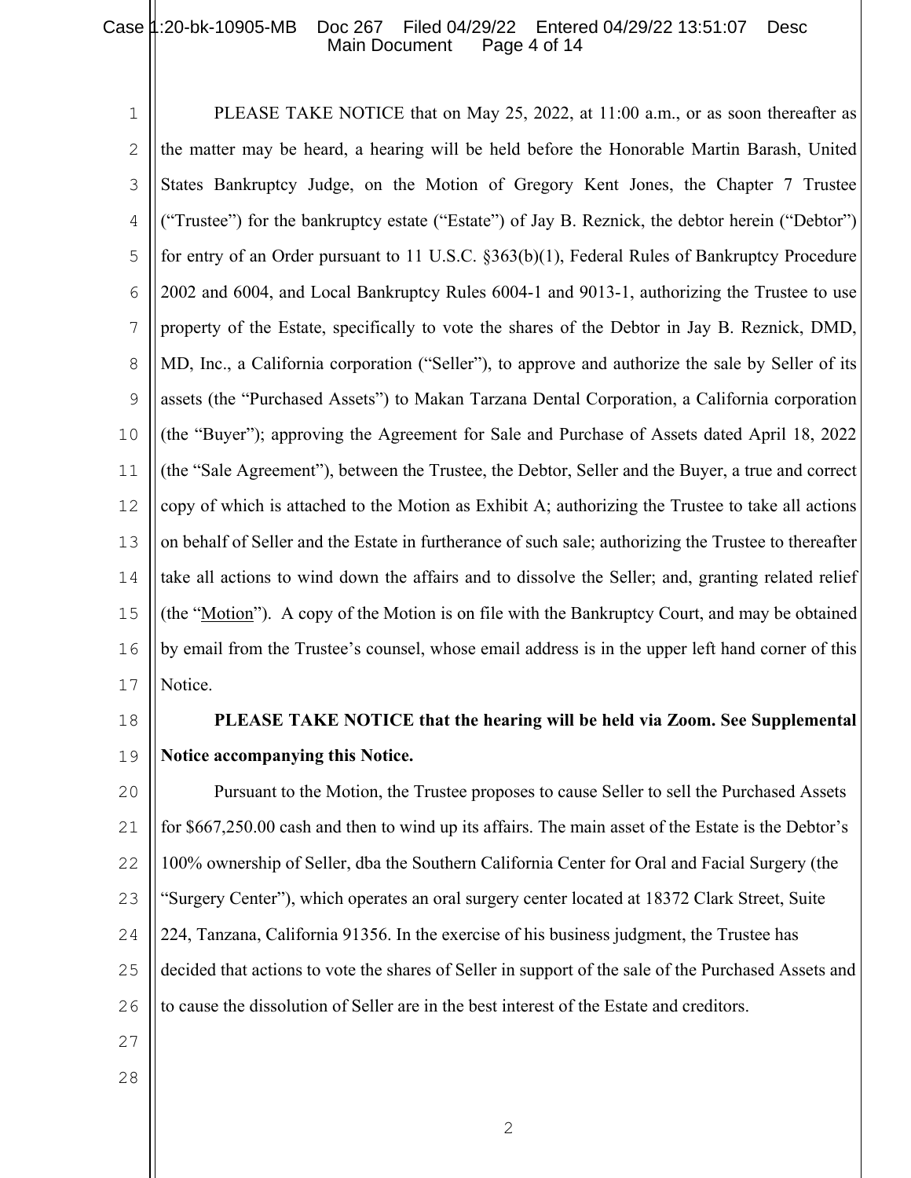PLEASE TAKE NOTICE that on May 25, 2022, at 11:00 a.m., or as soon thereafter as the matter may be heard, a hearing will be held before the Honorable Martin Barash, United States Bankruptcy Judge, on the Motion of Gregory Kent Jones, the Chapter 7 Trustee ("Trustee") for the bankruptcy estate ("Estate") of Jay B. Reznick, the debtor herein ("Debtor") for entry of an Order pursuant to 11 U.S.C. §363(b)(1), Federal Rules of Bankruptcy Procedure 2002 and 6004, and Local Bankruptcy Rules 6004-1 and 9013-1, authorizing the Trustee to use property of the Estate, specifically to vote the shares of the Debtor in Jay B. Reznick, DMD, MD, Inc., a California corporation ("Seller"), to approve and authorize the sale by Seller of its assets (the "Purchased Assets") to Makan Tarzana Dental Corporation, a California corporation (the "Buyer"); approving the Agreement for Sale and Purchase of Assets dated April 18, 2022 (the "Sale Agreement"), between the Trustee, the Debtor, Seller and the Buyer, a true and correct copy of which is attached to the Motion as Exhibit A; authorizing the Trustee to take all actions on behalf of Seller and the Estate in furtherance of such sale; authorizing the Trustee to thereafter take all actions to wind down the affairs and to dissolve the Seller; and, granting related relief (the "Motion"). A copy of the Motion is on file with the Bankruptcy Court, and may be obtained by email from the Trustee's counsel, whose email address is in the upper left hand corner of this Notice.

**PLEASE TAKE NOTICE that the hearing will be held via Zoom. See Supplemental Notice accompanying this Notice.**

Pursuant to the Motion, the Trustee proposes to cause Seller to sell the Purchased Assets for $667,250.00 cash and then to wind up its affairs. The main asset of the Estate is the Debtor's 100% ownership of Seller, dba the Southern California Center for Oral and Facial Surgery (the "Surgery Center"), which operates an oral surgery center located at 18372 Clark Street, Suite 224, Tanzana, California 91356. In the exercise of his business judgment, the Trustee has decided that actions to vote the shares of Seller in support of the sale of the Purchased Assets and to cause the dissolution of Seller are in the best interest of the Estate and creditors.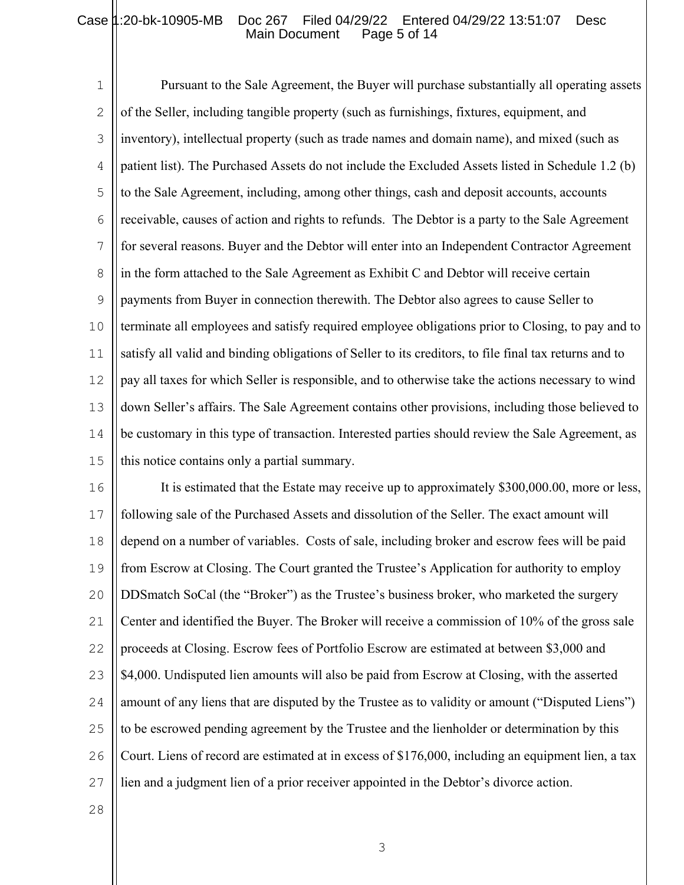Pursuant to the Sale Agreement, the Buyer will purchase substantially all operating assets of the Seller, including tangible property (such as furnishings, fixtures, equipment, and inventory), intellectual property (such as trade names and domain name), and mixed (such as patient list). The Purchased Assets do not include the Excluded Assets listed in Schedule 1.2 (b) to the Sale Agreement, including, among other things, cash and deposit accounts, accounts receivable, causes of action and rights to refunds. The Debtor is a party to the Sale Agreement for several reasons. Buyer and the Debtor will enter into an Independent Contractor Agreement in the form attached to the Sale Agreement as Exhibit C and Debtor will receive certain payments from Buyer in connection therewith. The Debtor also agrees to cause Seller to terminate all employees and satisfy required employee obligations prior to Closing, to pay and to satisfy all valid and binding obligations of Seller to its creditors, to file final tax returns and to pay all taxes for which Seller is responsible, and to otherwise take the actions necessary to wind down Seller's affairs. The Sale Agreement contains other provisions, including those believed to be customary in this type of transaction. Interested parties should review the Sale Agreement, as this notice contains only a partial summary.

It is estimated that the Estate may receive up to approximately $300,000.00, more or less, following sale of the Purchased Assets and dissolution of the Seller. The exact amount will depend on a number of variables. Costs of sale, including broker and escrow fees will be paid from Escrow at Closing. The Court granted the Trustee's Application for authority to employ DDSmatch SoCal (the "Broker") as the Trustee's business broker, who marketed the surgery Center and identified the Buyer. The Broker will receive a commission of 10% of the gross sale proceeds at Closing. Escrow fees of Portfolio Escrow are estimated at between $3,000 and $4,000. Undisputed lien amounts will also be paid from Escrow at Closing, with the asserted amount of any liens that are disputed by the Trustee as to validity or amount ("Disputed Liens") to be escrowed pending agreement by the Trustee and the lienholder or determination by this Court. Liens of record are estimated at in excess of $176,000, including an equipment lien, a tax lien and a judgment lien of a prior receiver appointed in the Debtor's divorce action.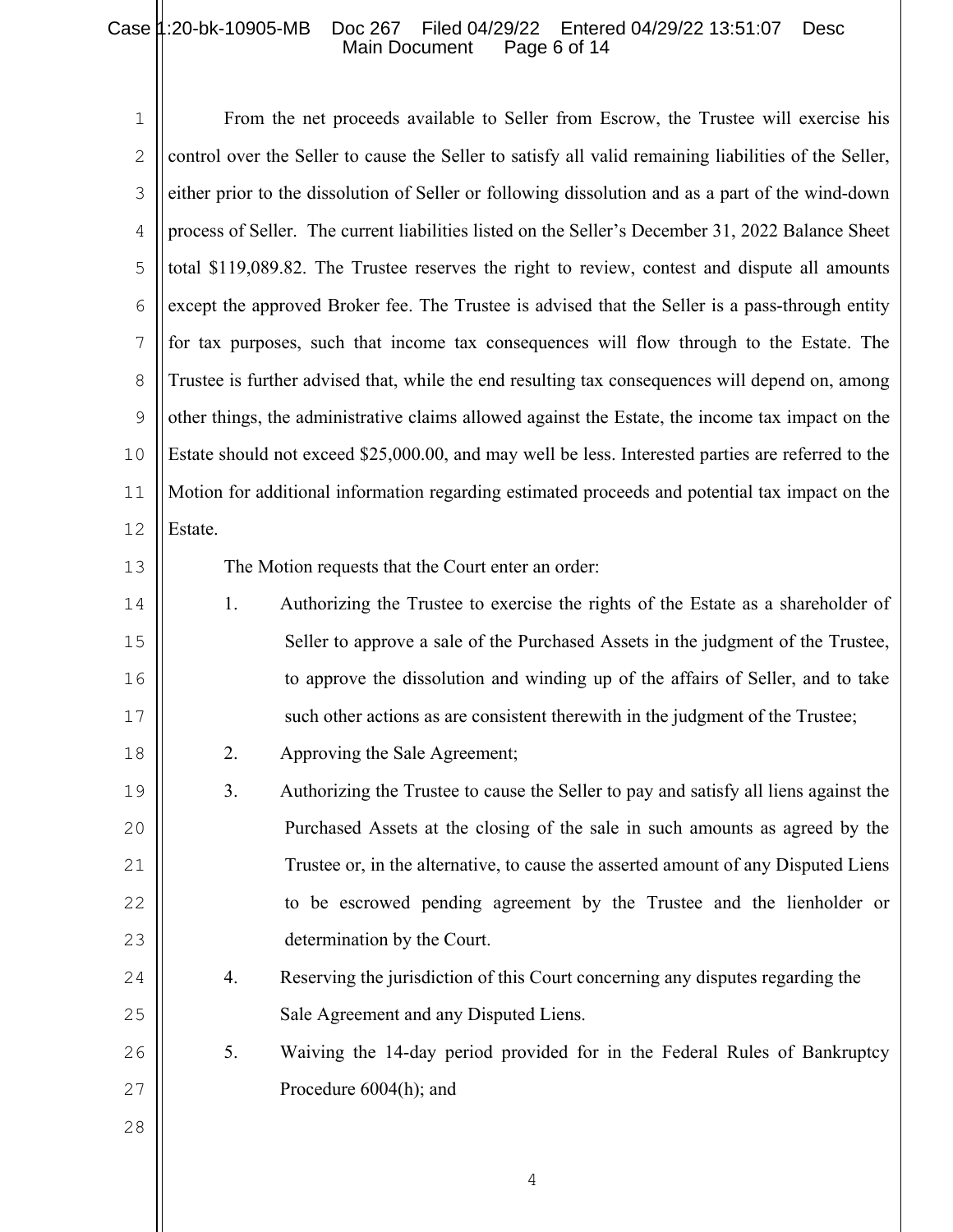From the net proceeds available to Seller from Escrow, the Trustee will exercise his control over the Seller to cause the Seller to satisfy all valid remaining liabilities of the Seller, either prior to the dissolution of Seller or following dissolution and as a part of the wind-down process of Seller. The current liabilities listed on the Seller's December 31, 2022 Balance Sheet total $119,089.82. The Trustee reserves the right to review, contest and dispute all amounts except the approved Broker fee. The Trustee is advised that the Seller is a pass-through entity for tax purposes, such that income tax consequences will flow through to the Estate. The Trustee is further advised that, while the end resulting tax consequences will depend on, among other things, the administrative claims allowed against the Estate, the income tax impact on the Estate should not exceed $25,000.00, and may well be less. Interested parties are referred to the Motion for additional information regarding estimated proceeds and potential tax impact on the Estate.

The Motion requests that the Court enter an order:

1. Authorizing the Trustee to exercise the rights of the Estate as a shareholder of Seller to approve a sale of the Purchased Assets in the judgment of the Trustee, to approve the dissolution and winding up of the affairs of Seller, and to take such other actions as are consistent therewith in the judgment of the Trustee;
2. Approving the Sale Agreement;
3. Authorizing the Trustee to cause the Seller to pay and satisfy all liens against the Purchased Assets at the closing of the sale in such amounts as agreed by the Trustee or, in the alternative, to cause the asserted amount of any Disputed Liens to be escrowed pending agreement by the Trustee and the lienholder or determination by the Court.
4. Reserving the jurisdiction of this Court concerning any disputes regarding the Sale Agreement and any Disputed Liens.
5. Waiving the 14-day period provided for in the Federal Rules of Bankruptcy Procedure 6004(h); and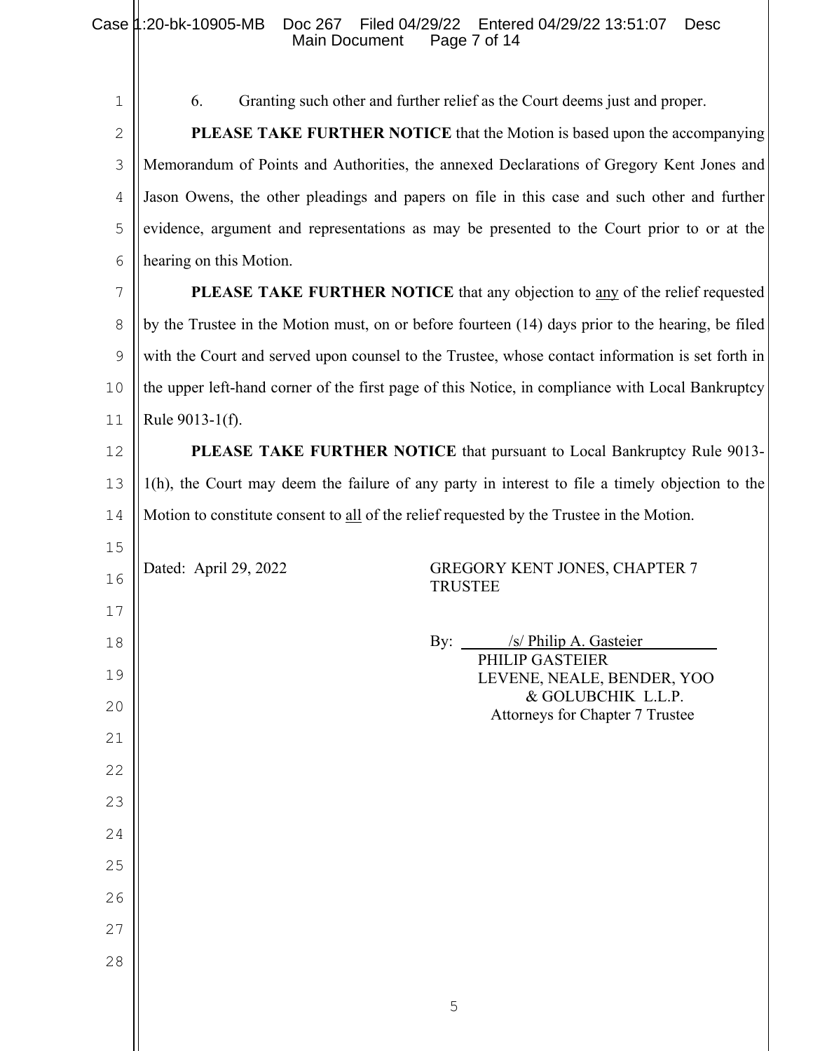6. Granting such other and further relief as the Court deems just and proper.

**PLEASE TAKE FURTHER NOTICE** that the Motion is based upon the accompanying Memorandum of Points and Authorities, the annexed Declarations of Gregory Kent Jones and Jason Owens, the other pleadings and papers on file in this case and such other and further evidence, argument and representations as may be presented to the Court prior to or at the hearing on this Motion.

**PLEASE TAKE FURTHER NOTICE** that any objection to any of the relief requested by the Trustee in the Motion must, on or before fourteen (14) days prior to the hearing, be filed with the Court and served upon counsel to the Trustee, whose contact information is set forth in the upper left-hand corner of the first page of this Notice, in compliance with Local Bankruptcy Rule 9013-1(f).

**PLEASE TAKE FURTHER NOTICE** that pursuant to Local Bankruptcy Rule 9013-1(h), the Court may deem the failure of any party in interest to file a timely objection to the Motion to constitute consent to all of the relief requested by the Trustee in the Motion.

Dated: April 29, 2022

GREGORY KENT JONES, CHAPTER 7 TRUSTEE

By: /s/ Philip A. Gasteier
PHILIP GASTEIER
LEVENE, NEALE, BENDER, YOO & GOLUBCHIK L.L.P.
Attorneys for Chapter 7 Trustee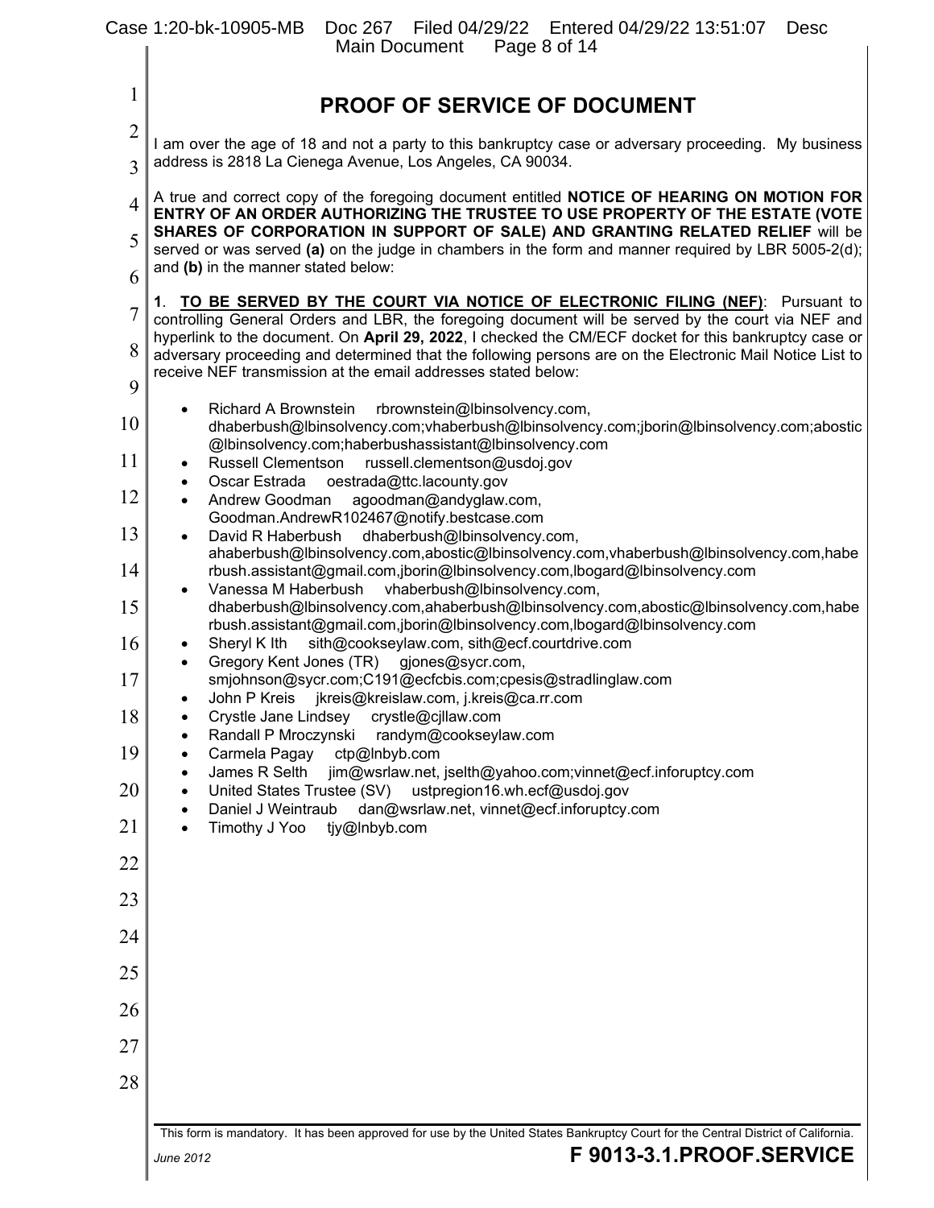# PROOF OF SERVICE OF DOCUMENT

I am over the age of 18 and not a party to this bankruptcy case or adversary proceeding. My business address is 2818 La Cienega Avenue, Los Angeles, CA 90034.

A true and correct copy of the foregoing document entitled **NOTICE OF HEARING ON MOTION FOR ENTRY OF AN ORDER AUTHORIZING THE TRUSTEE TO USE PROPERTY OF THE ESTATE (VOTE SHARES OF CORPORATION IN SUPPORT OF SALE) AND GRANTING RELATED RELIEF** will be served or was served **(a)** on the judge in chambers in the form and manner required by LBR 5005-2(d); and **(b)** in the manner stated below:

**1**. **TO BE SERVED BY THE COURT VIA NOTICE OF ELECTRONIC FILING (NEF)**: Pursuant to controlling General Orders and LBR, the foregoing document will be served by the court via NEF and hyperlink to the document. On **April 29, 2022**, I checked the CM/ECF docket for this bankruptcy case or adversary proceeding and determined that the following persons are on the Electronic Mail Notice List to receive NEF transmission at the email addresses stated below:

- Richard A Brownstein rbrownstein@lbinsolvency.com, dhaberbush@lbinsolvency.com;vhaberbush@lbinsolvency.com;jborin@lbinsolvency.com;abostic@lbinsolvency.com;haberbushassistant@lbinsolvency.com
- Russell Clementson russell.clementson@usdoj.gov
- Oscar Estrada oestrada@ttc.lacounty.gov
- Andrew Goodman agoodman@andyglaw.com, Goodman.AndrewR102467@notify.bestcase.com
- David R Haberbush dhaberbush@lbinsolvency.com, ahaberbush@lbinsolvency.com,abostic@lbinsolvency.com,vhaberbush@lbinsolvency.com,haberbush.assistant@gmail.com,jborin@lbinsolvency.com,lbogard@lbinsolvency.com
- Vanessa M Haberbush vhaberbush@lbinsolvency.com, dhaberbush@lbinsolvency.com,ahaberbush@lbinsolvency.com,abostic@lbinsolvency.com,haberbush.assistant@gmail.com,jborin@lbinsolvency.com,lbogard@lbinsolvency.com
- Sheryl K Ith sith@cookseylaw.com, sith@ecf.courtdrive.com
- Gregory Kent Jones (TR) gjones@sycr.com, smjohnson@sycr.com;C191@ecfcbis.com;cpesis@stradlinglaw.com
- John P Kreis jkreis@kreislaw.com, j.kreis@ca.rr.com
- Crystle Jane Lindsey crystle@cjllaw.com
- Randall P Mroczynski randym@cookseylaw.com
- Carmela Pagay ctp@lnbyb.com
- James R Selth jim@wsrlaw.net, jselth@yahoo.com;vinnet@ecf.inforuptcy.com
- United States Trustee (SV) ustpregion16.wh.ecf@usdoj.gov
- Daniel J Weintraub dan@wsrlaw.net, vinnet@ecf.inforuptcy.com
- Timothy J Yoo tjy@lnbyb.com

This form is mandatory. It has been approved for use by the United States Bankruptcy Court for the Central District of California.

June 2012 **F 9013-3.1.PROOF.SERVICE**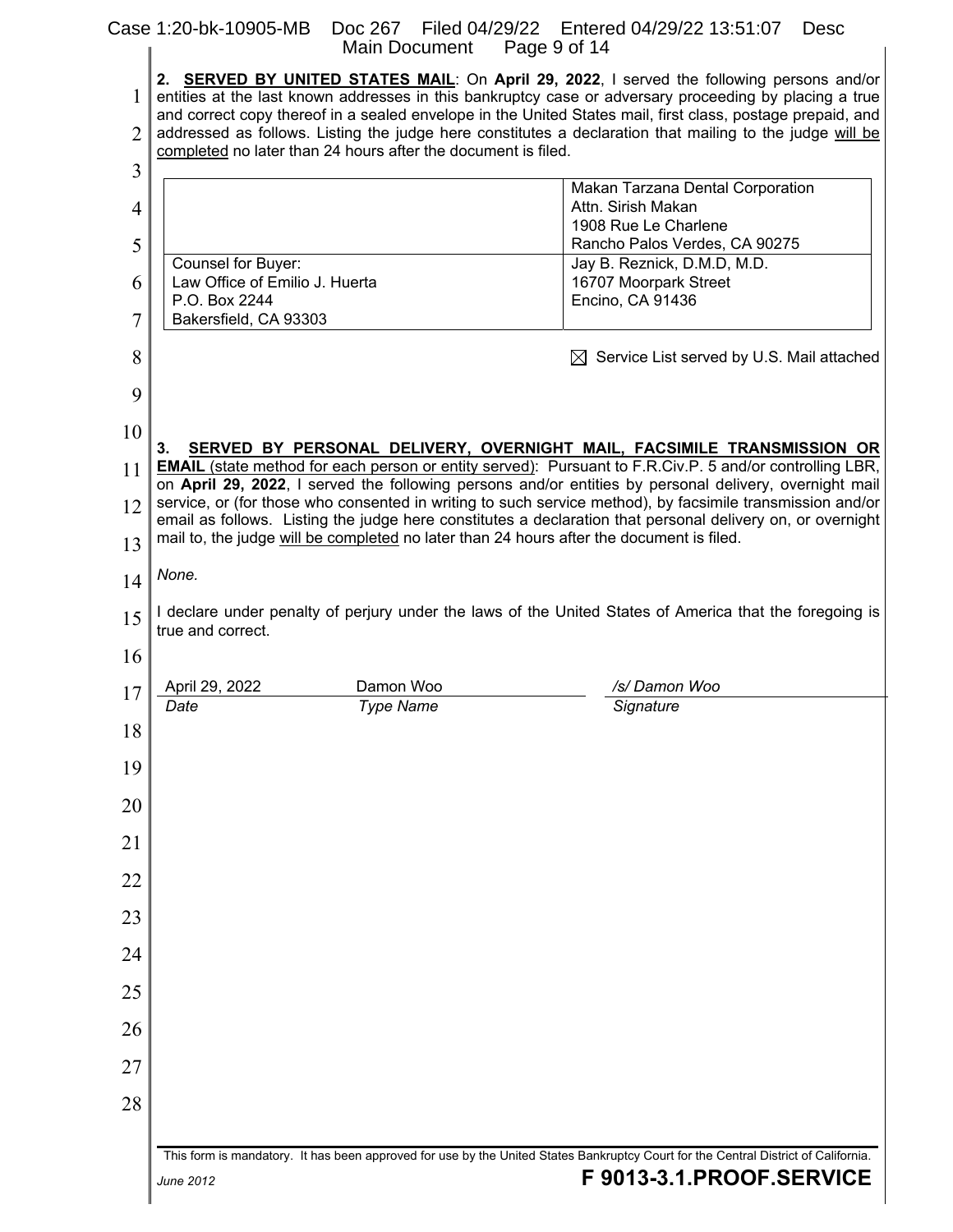**2. SERVED BY UNITED STATES MAIL**: On **April 29, 2022**, I served the following persons and/or entities at the last known addresses in this bankruptcy case or adversary proceeding by placing a true and correct copy thereof in a sealed envelope in the United States mail, first class, postage prepaid, and addressed as follows. Listing the judge here constitutes a declaration that mailing to the judge will be completed no later than 24 hours after the document is filed.

| | |
|---|---|
| | Makan Tarzana Dental Corporation<br>Attn. Sirish Makan<br>1908 Rue Le Charlene<br>Rancho Palos Verdes, CA 90275 |
| Counsel for Buyer:<br>Law Office of Emilio J. Huerta<br>P.O. Box 2244<br>Bakersfield, CA 93303 | Jay B. Reznick, D.M.D, M.D.<br>16707 Moorpark Street<br>Encino, CA 91436 |

☒ Service List served by U.S. Mail attached

**3. SERVED BY PERSONAL DELIVERY, OVERNIGHT MAIL, FACSIMILE TRANSMISSION OR EMAIL** (state method for each person or entity served): Pursuant to F.R.Civ.P. 5 and/or controlling LBR, on **April 29, 2022**, I served the following persons and/or entities by personal delivery, overnight mail service, or (for those who consented in writing to such service method), by facsimile transmission and/or email as follows. Listing the judge here constitutes a declaration that personal delivery on, or overnight mail to, the judge will be completed no later than 24 hours after the document is filed.

*None.*

I declare under penalty of perjury under the laws of the United States of America that the foregoing is true and correct.

| | | |
|---|---|---|
| April 29, 2022 | Damon Woo | */s/ Damon Woo* |
| *Date* | *Type Name* | *Signature* |

This form is mandatory. It has been approved for use by the United States Bankruptcy Court for the Central District of California.

*June 2012* **F 9013-3.1.PROOF.SERVICE**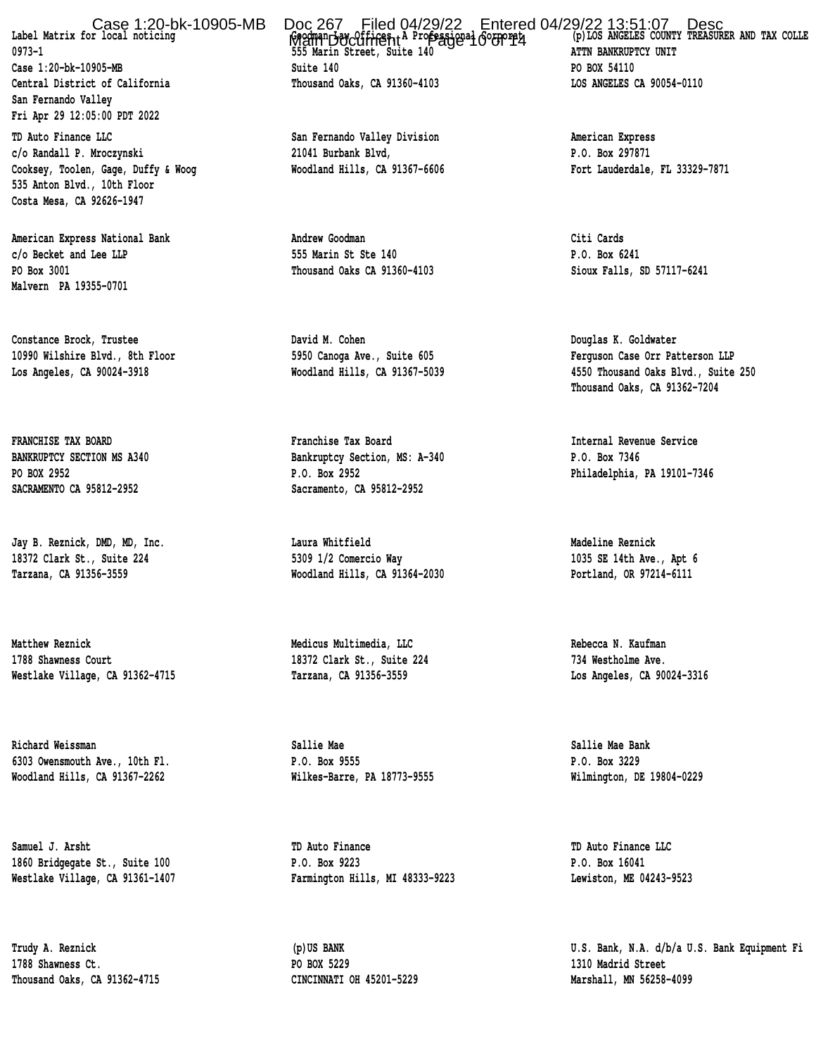| | | |
|---|---|---|
| Label Matrix for local noticing<br>0973-1<br>Case 1:20-bk-10905-MB<br>Central District of California<br>San Fernando Valley<br>Fri Apr 29 12:05:00 PDT 2022 | Goodman Law Offices, A Professional Corporat<br>555 Marin Street, Suite 140<br>Suite 140<br>Thousand Oaks, CA 91360-4103 | (p)LOS ANGELES COUNTY TREASURER AND TAX COLLE<br>ATTN BANKRUPTCY UNIT<br>PO BOX 54110<br>LOS ANGELES CA 90054-0110 |
| TD Auto Finance LLC<br>c/o Randall P. Mroczynski<br>Cooksey, Toolen, Gage, Duffy & Woog<br>535 Anton Blvd., 10th Floor<br>Costa Mesa, CA 92626-1947 | San Fernando Valley Division<br>21041 Burbank Blvd,<br>Woodland Hills, CA 91367-6606 | American Express<br>P.O. Box 297871<br>Fort Lauderdale, FL 33329-7871 |
| American Express National Bank<br>c/o Becket and Lee LLP<br>PO Box 3001<br>Malvern PA 19355-0701 | Andrew Goodman<br>555 Marin St Ste 140<br>Thousand Oaks CA 91360-4103 | Citi Cards<br>P.O. Box 6241<br>Sioux Falls, SD 57117-6241 |
| Constance Brock, Trustee<br>10990 Wilshire Blvd., 8th Floor<br>Los Angeles, CA 90024-3918 | David M. Cohen<br>5950 Canoga Ave., Suite 605<br>Woodland Hills, CA 91367-5039 | Douglas K. Goldwater<br>Ferguson Case Orr Patterson LLP<br>4550 Thousand Oaks Blvd., Suite 250<br>Thousand Oaks, CA 91362-7204 |
| FRANCHISE TAX BOARD<br>BANKRUPTCY SECTION MS A340<br>PO BOX 2952<br>SACRAMENTO CA 95812-2952 | Franchise Tax Board<br>Bankruptcy Section, MS: A-340<br>P.O. Box 2952<br>Sacramento, CA 95812-2952 | Internal Revenue Service<br>P.O. Box 7346<br>Philadelphia, PA 19101-7346 |
| Jay B. Reznick, DMD, MD, Inc.<br>18372 Clark St., Suite 224<br>Tarzana, CA 91356-3559 | Laura Whitfield<br>5309 1/2 Comercio Way<br>Woodland Hills, CA 91364-2030 | Madeline Reznick<br>1035 SE 14th Ave., Apt 6<br>Portland, OR 97214-6111 |
| Matthew Reznick<br>1788 Shawness Court<br>Westlake Village, CA 91362-4715 | Medicus Multimedia, LLC<br>18372 Clark St., Suite 224<br>Tarzana, CA 91356-3559 | Rebecca N. Kaufman<br>734 Westholme Ave.<br>Los Angeles, CA 90024-3316 |
| Richard Weissman<br>6303 Owensmouth Ave., 10th Fl.<br>Woodland Hills, CA 91367-2262 | Sallie Mae<br>P.O. Box 9555<br>Wilkes-Barre, PA 18773-9555 | Sallie Mae Bank<br>P.O. Box 3229<br>Wilmington, DE 19804-0229 |
| Samuel J. Arsht<br>1860 Bridgegate St., Suite 100<br>Westlake Village, CA 91361-1407 | TD Auto Finance<br>P.O. Box 9223<br>Farmington Hills, MI 48333-9223 | TD Auto Finance LLC<br>P.O. Box 16041<br>Lewiston, ME 04243-9523 |
| Trudy A. Reznick<br>1788 Shawness Ct.<br>Thousand Oaks, CA 91362-4715 | (p)US BANK<br>PO BOX 5229<br>CINCINNATI OH 45201-5229 | U.S. Bank, N.A. d/b/a U.S. Bank Equipment Fi<br>1310 Madrid Street<br>Marshall, MN 56258-4099 |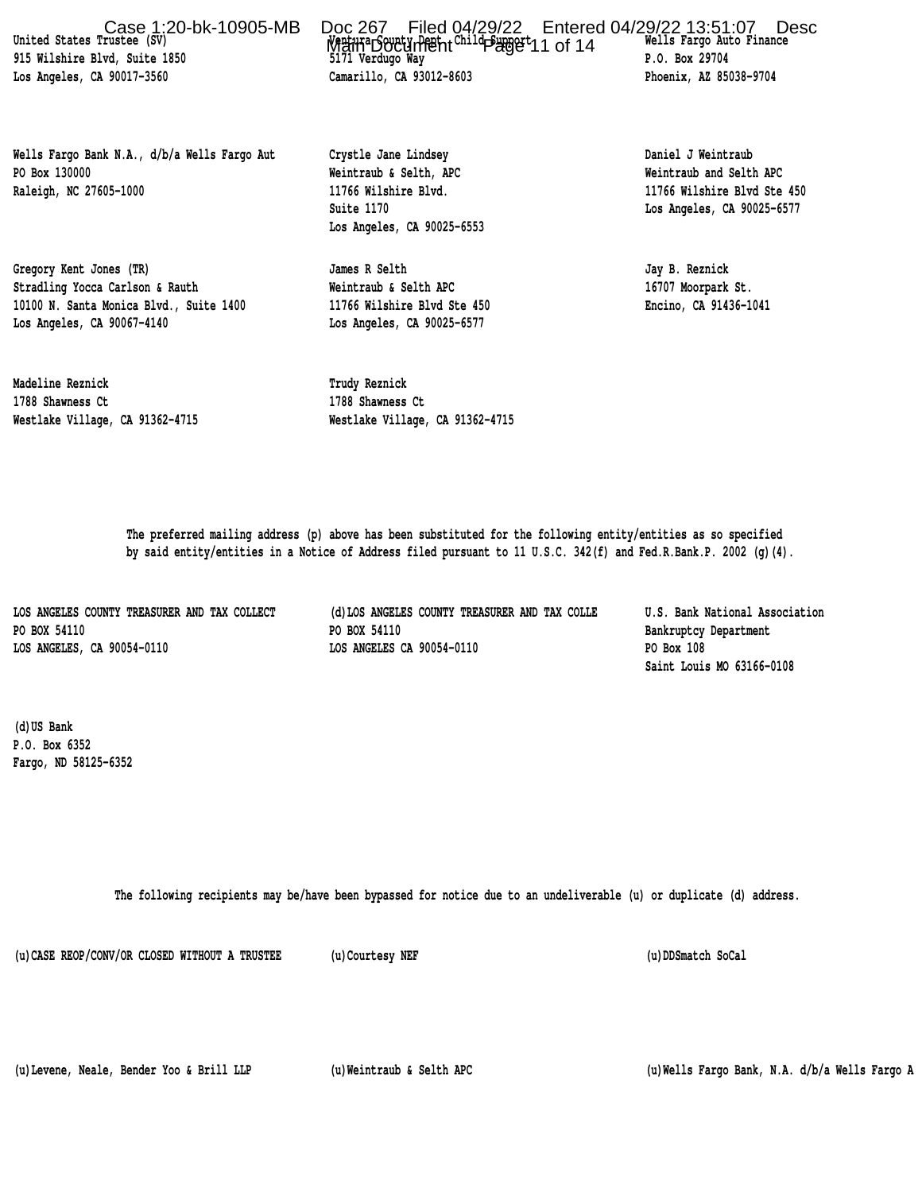United States Trustee (SV)
915 Wilshire Blvd, Suite 1850
Los Angeles, CA 90017-3560

Ventura County Dept. Child Support
5171 Verdugo Way
Camarillo, CA 93012-8603

Wells Fargo Auto Finance
P.O. Box 29704
Phoenix, AZ 85038-9704

Wells Fargo Bank N.A., d/b/a Wells Fargo Aut
PO Box 130000
Raleigh, NC 27605-1000

Crystle Jane Lindsey
Weintraub & Selth, APC
11766 Wilshire Blvd.
Suite 1170
Los Angeles, CA 90025-6553

Daniel J Weintraub
Weintraub and Selth APC
11766 Wilshire Blvd Ste 450
Los Angeles, CA 90025-6577

Gregory Kent Jones (TR)
Stradling Yocca Carlson & Rauth
10100 N. Santa Monica Blvd., Suite 1400
Los Angeles, CA 90067-4140

James R Selth
Weintraub & Selth APC
11766 Wilshire Blvd Ste 450
Los Angeles, CA 90025-6577

Jay B. Reznick
16707 Moorpark St.
Encino, CA 91436-1041

Madeline Reznick
1788 Shawness Ct
Westlake Village, CA 91362-4715

Trudy Reznick
1788 Shawness Ct
Westlake Village, CA 91362-4715

The preferred mailing address (p) above has been substituted for the following entity/entities as so specified by said entity/entities in a Notice of Address filed pursuant to 11 U.S.C. 342(f) and Fed.R.Bank.P. 2002 (g)(4).

LOS ANGELES COUNTY TREASURER AND TAX COLLECT
PO BOX 54110
LOS ANGELES, CA 90054-0110

(d)LOS ANGELES COUNTY TREASURER AND TAX COLLE
PO BOX 54110
LOS ANGELES CA 90054-0110

U.S. Bank National Association
Bankruptcy Department
PO Box 108
Saint Louis MO 63166-0108

(d)US Bank
P.O. Box 6352
Fargo, ND 58125-6352

The following recipients may be/have been bypassed for notice due to an undeliverable (u) or duplicate (d) address.

(u)CASE REOP/CONV/OR CLOSED WITHOUT A TRUSTEE

(u)Courtesy NEF

(u)DDSmatch SoCal

(u)Levene, Neale, Bender Yoo & Brill LLP

(u)Weintraub & Selth APC

(u)Wells Fargo Bank, N.A. d/b/a Wells Fargo A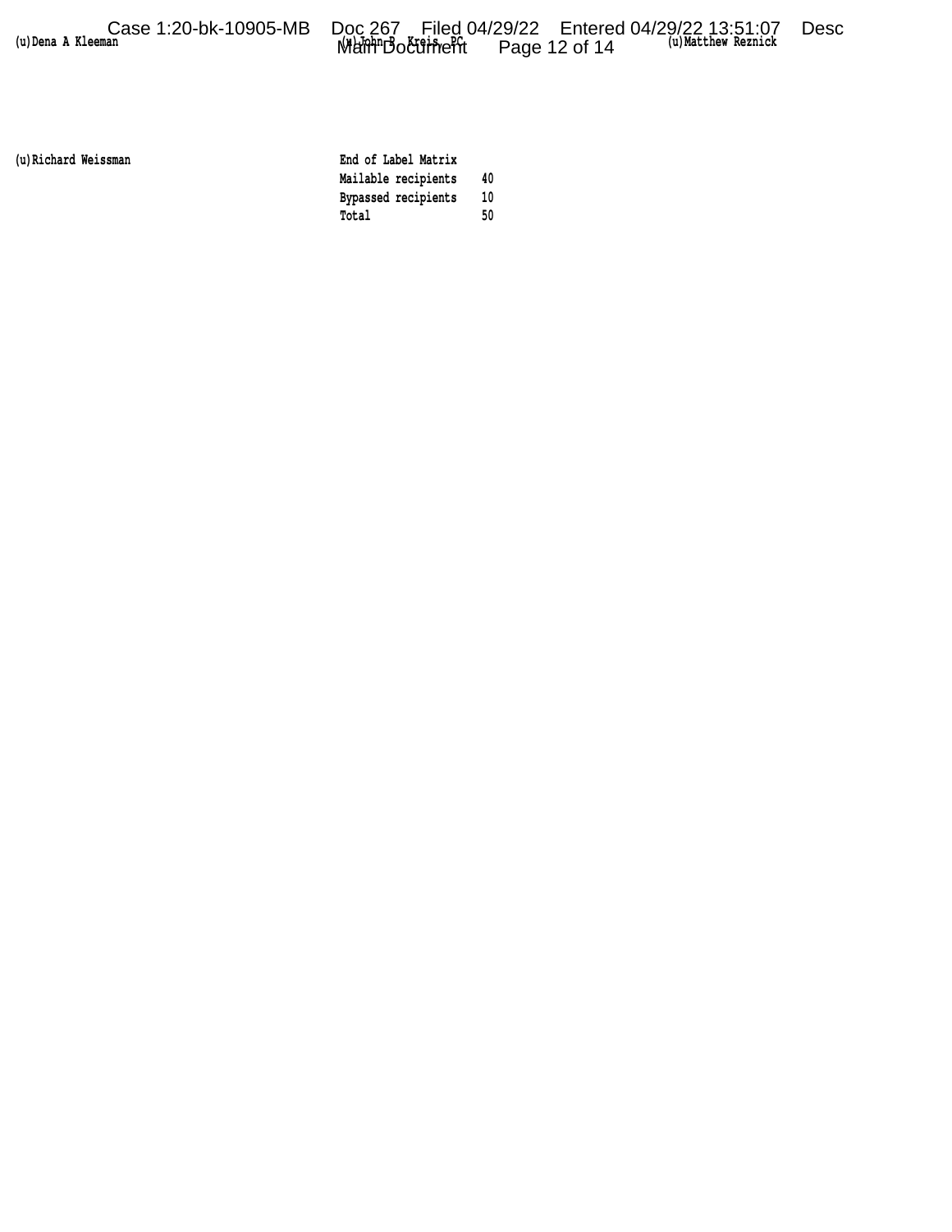(u)Dena A Kleeman

(u)John R. Kreis, PC

(u)Matthew Reznick

(u)Richard Weissman

End of Label Matrix

| | |
|---|---|
| Mailable recipients | 40 |
| Bypassed recipients | 10 |
| Total | 50 |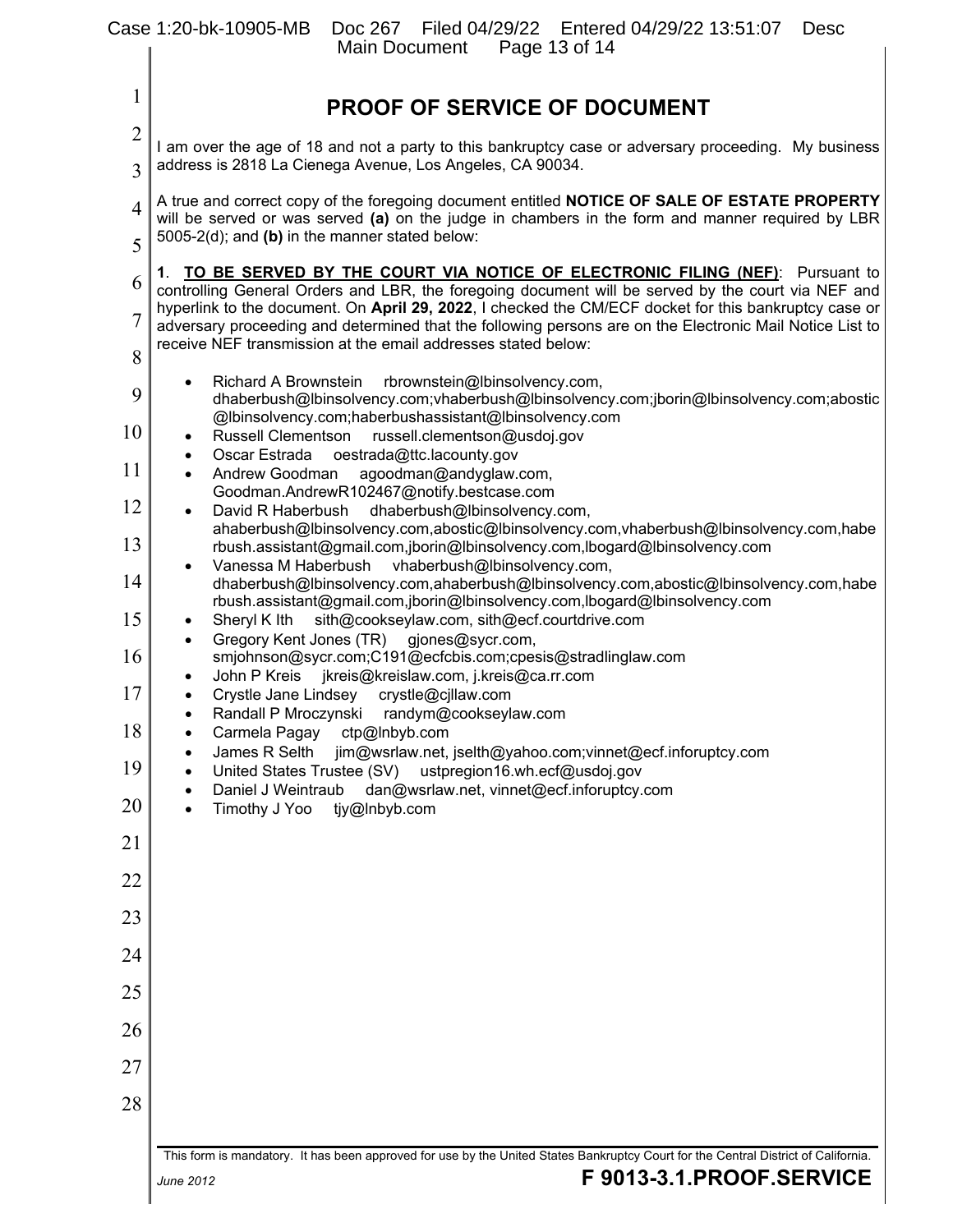# PROOF OF SERVICE OF DOCUMENT

I am over the age of 18 and not a party to this bankruptcy case or adversary proceeding. My business address is 2818 La Cienega Avenue, Los Angeles, CA 90034.

A true and correct copy of the foregoing document entitled **NOTICE OF SALE OF ESTATE PROPERTY** will be served or was served **(a)** on the judge in chambers in the form and manner required by LBR 5005-2(d); and **(b)** in the manner stated below:

**1**. **TO BE SERVED BY THE COURT VIA NOTICE OF ELECTRONIC FILING (NEF)**: Pursuant to controlling General Orders and LBR, the foregoing document will be served by the court via NEF and hyperlink to the document. On **April 29, 2022**, I checked the CM/ECF docket for this bankruptcy case or adversary proceeding and determined that the following persons are on the Electronic Mail Notice List to receive NEF transmission at the email addresses stated below:

- Richard A Brownstein rbrownstein@lbinsolvency.com, dhaberbush@lbinsolvency.com;vhaberbush@lbinsolvency.com;jborin@lbinsolvency.com;abostic@lbinsolvency.com;haberbushassistant@lbinsolvency.com
- Russell Clementson russell.clementson@usdoj.gov
- Oscar Estrada oestrada@ttc.lacounty.gov
- Andrew Goodman agoodman@andyglaw.com, Goodman.AndrewR102467@notify.bestcase.com
- David R Haberbush dhaberbush@lbinsolvency.com, ahaberbush@lbinsolvency.com,abostic@lbinsolvency.com,vhaberbush@lbinsolvency.com,haberbush.assistant@gmail.com,jborin@lbinsolvency.com,lbogard@lbinsolvency.com
- Vanessa M Haberbush vhaberbush@lbinsolvency.com, dhaberbush@lbinsolvency.com,ahaberbush@lbinsolvency.com,abostic@lbinsolvency.com,haberbush.assistant@gmail.com,jborin@lbinsolvency.com,lbogard@lbinsolvency.com
- Sheryl K Ith sith@cookseylaw.com, sith@ecf.courtdrive.com
- Gregory Kent Jones (TR) gjones@sycr.com, smjohnson@sycr.com;C191@ecfcbis.com;cpesis@stradlinglaw.com
- John P Kreis jkreis@kreislaw.com, j.kreis@ca.rr.com
- Crystle Jane Lindsey crystle@cjllaw.com
- Randall P Mroczynski randym@cookseylaw.com
- Carmela Pagay ctp@lnbyb.com
- James R Selth jim@wsrlaw.net, jselth@yahoo.com;vinnet@ecf.inforuptcy.com
- United States Trustee (SV) ustpregion16.wh.ecf@usdoj.gov
- Daniel J Weintraub dan@wsrlaw.net, vinnet@ecf.inforuptcy.com
- Timothy J Yoo tjy@lnbyb.com

This form is mandatory. It has been approved for use by the United States Bankruptcy Court for the Central District of California.

*June 2012* **F 9013-3.1.PROOF.SERVICE**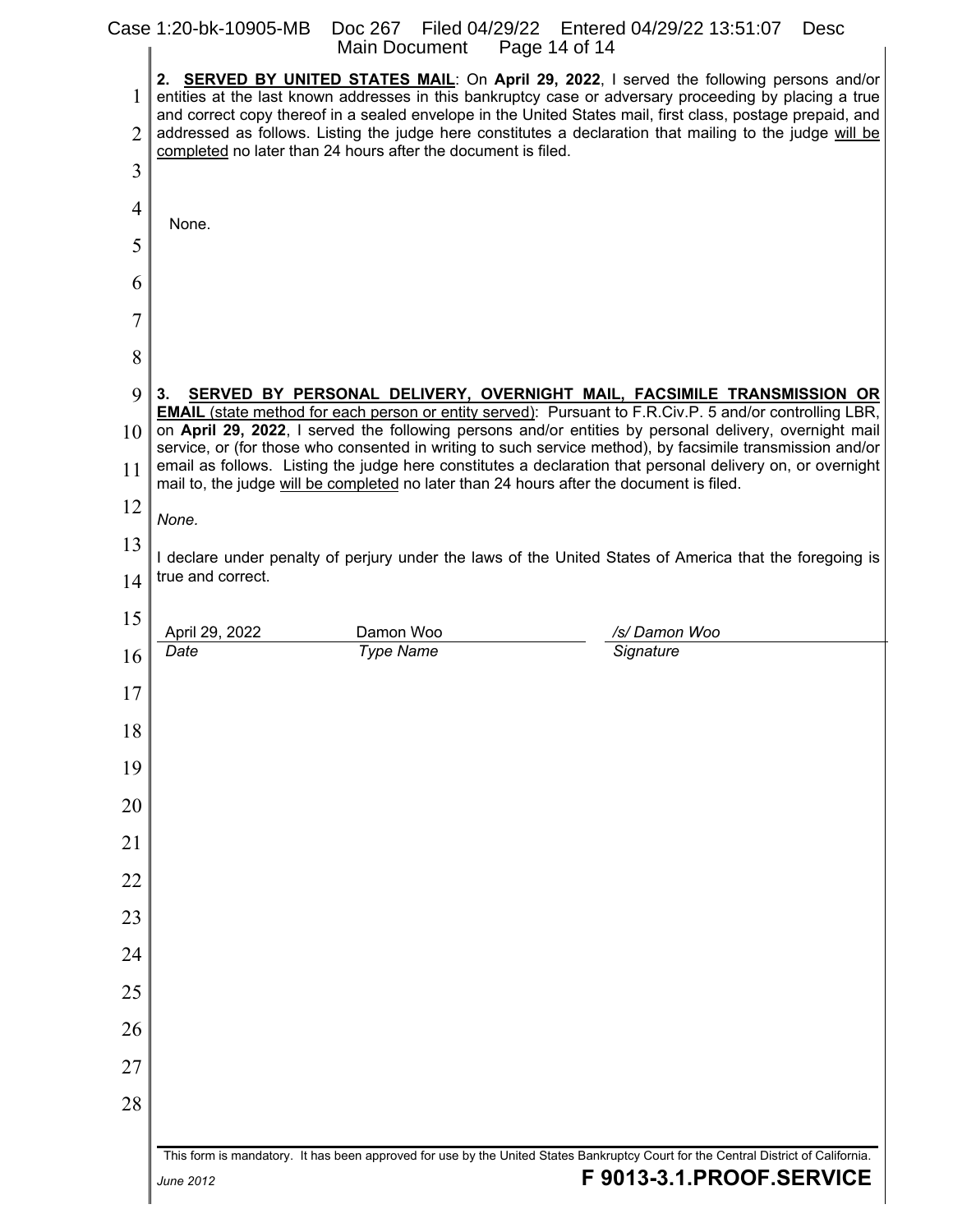**2. <u>SERVED BY UNITED STATES MAIL</u>**: On **April 29, 2022**, I served the following persons and/or entities at the last known addresses in this bankruptcy case or adversary proceeding by placing a true and correct copy thereof in a sealed envelope in the United States mail, first class, postage prepaid, and addressed as follows. Listing the judge here constitutes a declaration that mailing to the judge <u>will be completed</u> no later than 24 hours after the document is filed.

None.

**3. <u>SERVED BY PERSONAL DELIVERY, OVERNIGHT MAIL, FACSIMILE TRANSMISSION OR EMAIL</u>** <u>(state method for each person or entity served)</u>: Pursuant to F.R.Civ.P. 5 and/or controlling LBR, on **April 29, 2022**, I served the following persons and/or entities by personal delivery, overnight mail service, or (for those who consented in writing to such service method), by facsimile transmission and/or email as follows. Listing the judge here constitutes a declaration that personal delivery on, or overnight mail to, the judge <u>will be completed</u> no later than 24 hours after the document is filed.

*None.*

I declare under penalty of perjury under the laws of the United States of America that the foregoing is true and correct.

| | | |
|---|---|---|
| April 29, 2022 | Damon Woo | */s/ Damon Woo* |
| *Date* | *Type Name* | *Signature* |

This form is mandatory. It has been approved for use by the United States Bankruptcy Court for the Central District of California.

*June 2012* **F 9013-3.1.PROOF.SERVICE**